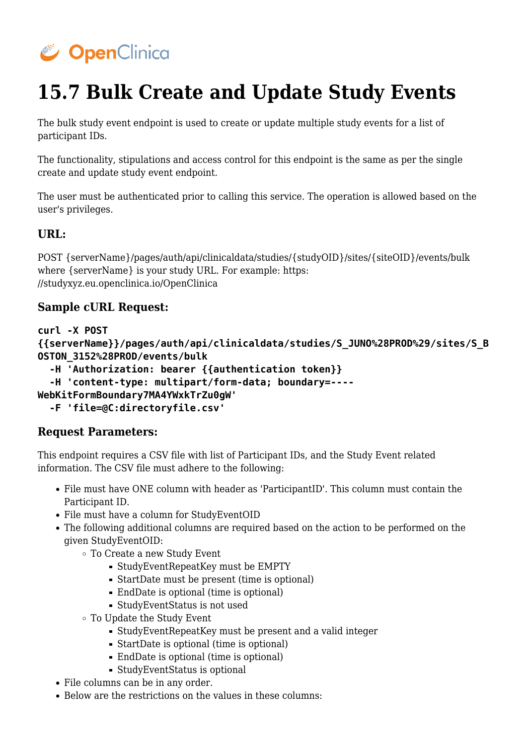# 15.7 Bulk Create and Update Study Events

The bulk study event endpoint is used to create or update multiple study events for a list of participant IDs.

The functionality, stipulations and access control for this endpoint is the same as per the single create and update study event endpoint.

The user must be authenticated prior to calling this service. The operation is allowed based on the user's privileges.

### URL:

POST {serverName}/pages/auth/api/clinicaldata/studies/{studyOID}/sites/{siteOID}/events/bulk where {serverName} is your study URL. For example: https://studyxyz.eu.openclinica.io/OpenClinica

### Sample cURL Request:

```
curl -X POST
{{serverName}}/pages/auth/api/clinicaldata/studies/S_JUNO%28PROD%29/sites/S_BOSTON_3152%28PROD/events/bulk
  -H 'Authorization: bearer {{authentication token}}
  -H 'content-type: multipart/form-data; boundary=----WebKitFormBoundary7MA4YWxkTrZu0gW'
  -F 'file=@C:directoryfile.csv'
```

### Request Parameters:

This endpoint requires a CSV file with list of Participant IDs, and the Study Event related information. The CSV file must adhere to the following:

- File must have ONE column with header as 'ParticipantID'. This column must contain the Participant ID.
- File must have a column for StudyEventOID
- The following additional columns are required based on the action to be performed on the given StudyEventOID:
  - To Create a new Study Event
    - StudyEventRepeatKey must be EMPTY
    - StartDate must be present (time is optional)
    - EndDate is optional (time is optional)
    - StudyEventStatus is not used
  - To Update the Study Event
    - StudyEventRepeatKey must be present and a valid integer
    - StartDate is optional (time is optional)
    - EndDate is optional (time is optional)
    - StudyEventStatus is optional
- File columns can be in any order.
- Below are the restrictions on the values in these columns: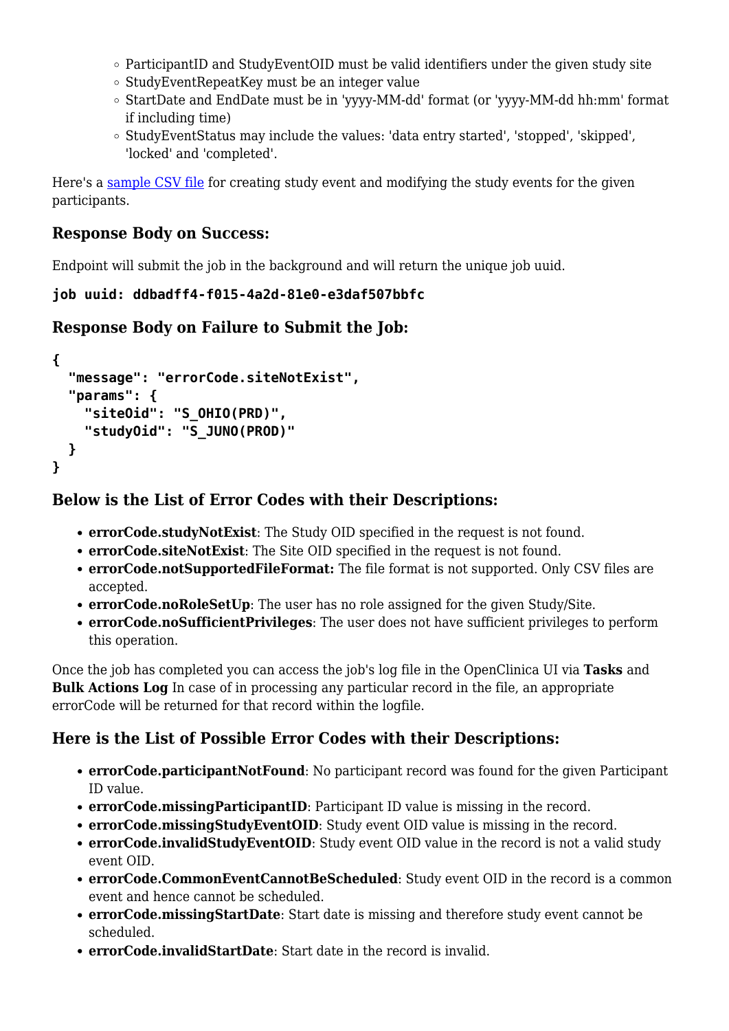- ParticipantID and StudyEventOID must be valid identifiers under the given study site
    - StudyEventRepeatKey must be an integer value
    - StartDate and EndDate must be in 'yyyy-MM-dd' format (or 'yyyy-MM-dd hh:mm' format if including time)
    - StudyEventStatus may include the values: 'data entry started', 'stopped', 'skipped', 'locked' and 'completed'.

Here's a sample CSV file for creating study event and modifying the study events for the given participants.

### Response Body on Success:

Endpoint will submit the job in the background and will return the unique job uuid.

```
job uuid: ddbadff4-f015-4a2d-81e0-e3daf507bbfc
```

### Response Body on Failure to Submit the Job:

```
{
  "message": "errorCode.siteNotExist",
  "params": {
    "siteOid": "S_OHIO(PRD)",
    "studyOid": "S_JUNO(PROD)"
  }
}
```

### Below is the List of Error Codes with their Descriptions:

- **errorCode.studyNotExist**: The Study OID specified in the request is not found.
- **errorCode.siteNotExist**: The Site OID specified in the request is not found.
- **errorCode.notSupportedFileFormat:** The file format is not supported. Only CSV files are accepted.
- **errorCode.noRoleSetUp**: The user has no role assigned for the given Study/Site.
- **errorCode.noSufficientPrivileges**: The user does not have sufficient privileges to perform this operation.

Once the job has completed you can access the job's log file in the OpenClinica UI via **Tasks** and **Bulk Actions Log** In case of in processing any particular record in the file, an appropriate errorCode will be returned for that record within the logfile.

### Here is the List of Possible Error Codes with their Descriptions:

- **errorCode.participantNotFound**: No participant record was found for the given Participant ID value.
- **errorCode.missingParticipantID**: Participant ID value is missing in the record.
- **errorCode.missingStudyEventOID**: Study event OID value is missing in the record.
- **errorCode.invalidStudyEventOID**: Study event OID value in the record is not a valid study event OID.
- **errorCode.CommonEventCannotBeScheduled**: Study event OID in the record is a common event and hence cannot be scheduled.
- **errorCode.missingStartDate**: Start date is missing and therefore study event cannot be scheduled.
- **errorCode.invalidStartDate**: Start date in the record is invalid.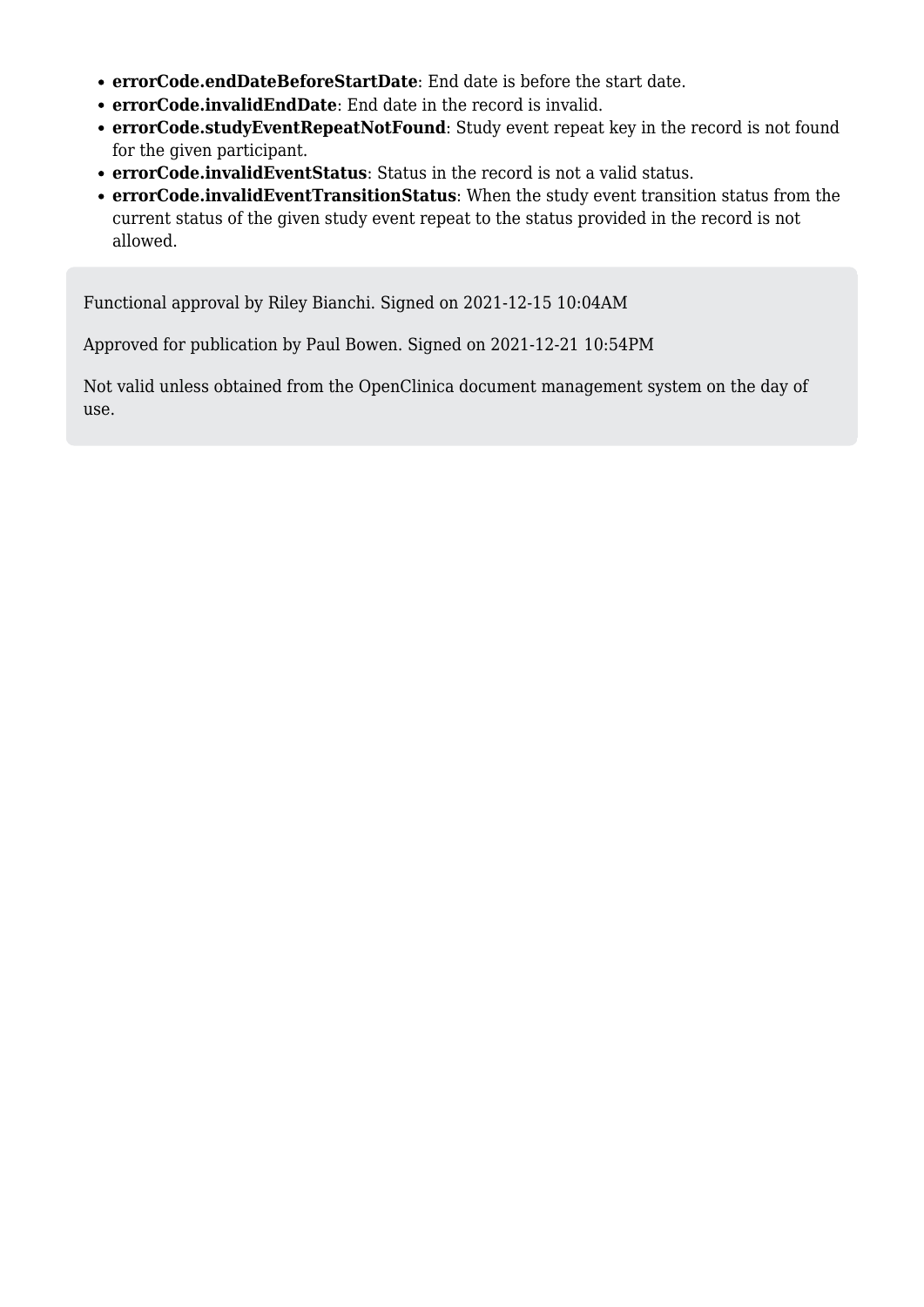- **errorCode.endDateBeforeStartDate**: End date is before the start date.
- **errorCode.invalidEndDate**: End date in the record is invalid.
- **errorCode.studyEventRepeatNotFound**: Study event repeat key in the record is not found for the given participant.
- **errorCode.invalidEventStatus**: Status in the record is not a valid status.
- **errorCode.invalidEventTransitionStatus**: When the study event transition status from the current status of the given study event repeat to the status provided in the record is not allowed.

Functional approval by Riley Bianchi. Signed on 2021-12-15 10:04AM

Approved for publication by Paul Bowen. Signed on 2021-12-21 10:54PM

Not valid unless obtained from the OpenClinica document management system on the day of use.